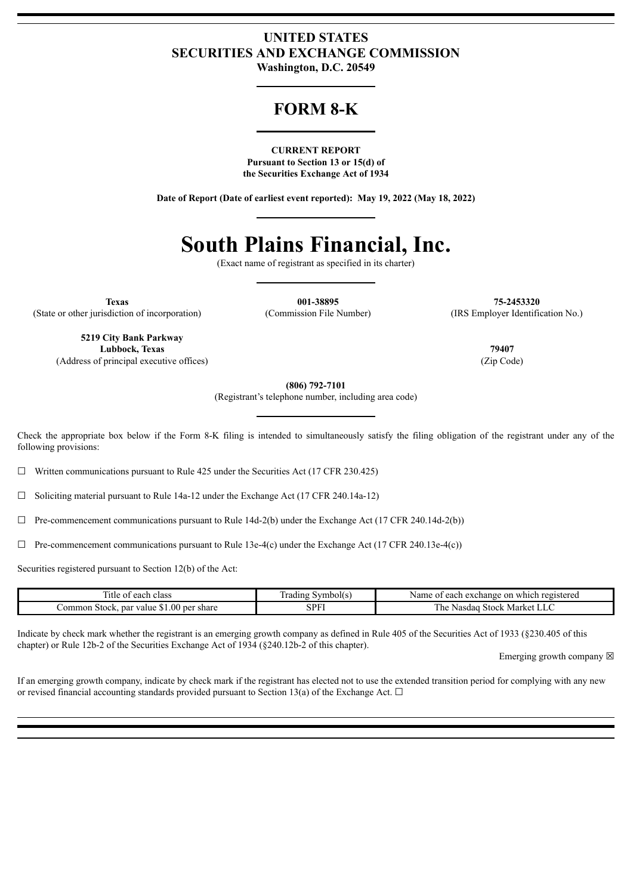# UNITED STATES
# SECURITIES AND EXCHANGE COMMISSION
**Washington, D.C. 20549**

# FORM 8-K

**CURRENT REPORT**
**Pursuant to Section 13 or 15(d) of the Securities Exchange Act of 1934**

**Date of Report (Date of earliest event reported): May 19, 2022 (May 18, 2022)**

# South Plains Financial, Inc.

(Exact name of registrant as specified in its charter)

| **Texas** | **001-38895** | **75-2453320** |
|---|---|---|
| (State or other jurisdiction of incorporation) | (Commission File Number) | (IRS Employer Identification No.) |

| **5219 City Bank Parkway Lubbock, Texas** | **79407** |
|---|---|
| (Address of principal executive offices) | (Zip Code) |

**(806) 792-7101**
(Registrant's telephone number, including area code)

Check the appropriate box below if the Form 8-K filing is intended to simultaneously satisfy the filing obligation of the registrant under any of the following provisions:

☐ Written communications pursuant to Rule 425 under the Securities Act (17 CFR 230.425)

☐ Soliciting material pursuant to Rule 14a-12 under the Exchange Act (17 CFR 240.14a-12)

☐ Pre-commencement communications pursuant to Rule 14d-2(b) under the Exchange Act (17 CFR 240.14d-2(b))

☐ Pre-commencement communications pursuant to Rule 13e-4(c) under the Exchange Act (17 CFR 240.13e-4(c))

Securities registered pursuant to Section 12(b) of the Act:

| Title of each class | Trading Symbol(s) | Name of each exchange on which registered |
|---|---|---|
| Common Stock, par value $1.00 per share | SPFI | The Nasdaq Stock Market LLC |

Indicate by check mark whether the registrant is an emerging growth company as defined in Rule 405 of the Securities Act of 1933 (§230.405 of this chapter) or Rule 12b-2 of the Securities Exchange Act of 1934 (§240.12b-2 of this chapter).

Emerging growth company ☒

If an emerging growth company, indicate by check mark if the registrant has elected not to use the extended transition period for complying with any new or revised financial accounting standards provided pursuant to Section 13(a) of the Exchange Act. ☐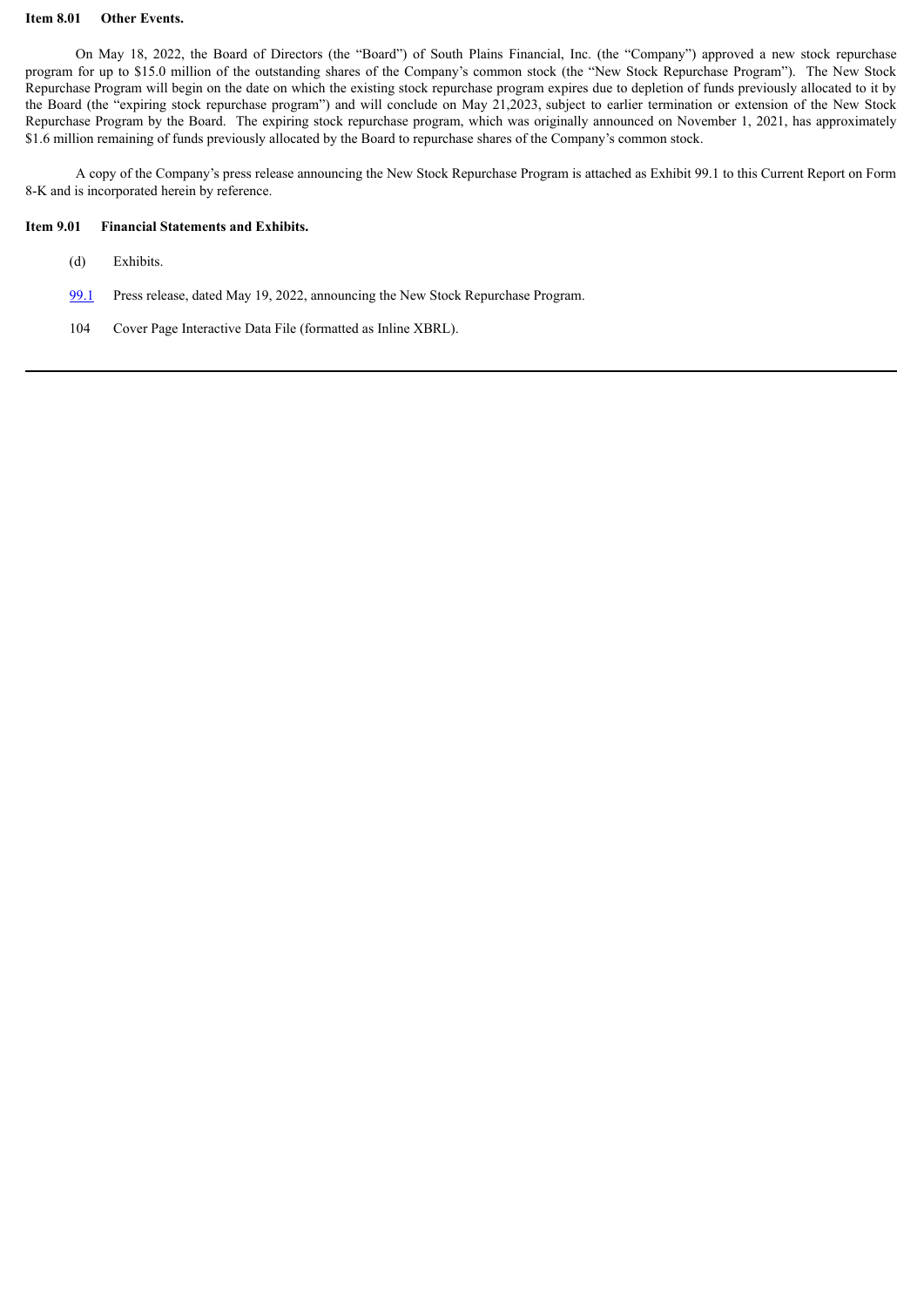**Item 8.01 Other Events.**

On May 18, 2022, the Board of Directors (the "Board") of South Plains Financial, Inc. (the "Company") approved a new stock repurchase program for up to $15.0 million of the outstanding shares of the Company's common stock (the "New Stock Repurchase Program"). The New Stock Repurchase Program will begin on the date on which the existing stock repurchase program expires due to depletion of funds previously allocated to it by the Board (the "expiring stock repurchase program") and will conclude on May 21,2023, subject to earlier termination or extension of the New Stock Repurchase Program by the Board. The expiring stock repurchase program, which was originally announced on November 1, 2021, has approximately $1.6 million remaining of funds previously allocated by the Board to repurchase shares of the Company's common stock.

A copy of the Company's press release announcing the New Stock Repurchase Program is attached as Exhibit 99.1 to this Current Report on Form 8-K and is incorporated herein by reference.

**Item 9.01 Financial Statements and Exhibits.**

(d) Exhibits.

99.1 Press release, dated May 19, 2022, announcing the New Stock Repurchase Program.

104 Cover Page Interactive Data File (formatted as Inline XBRL).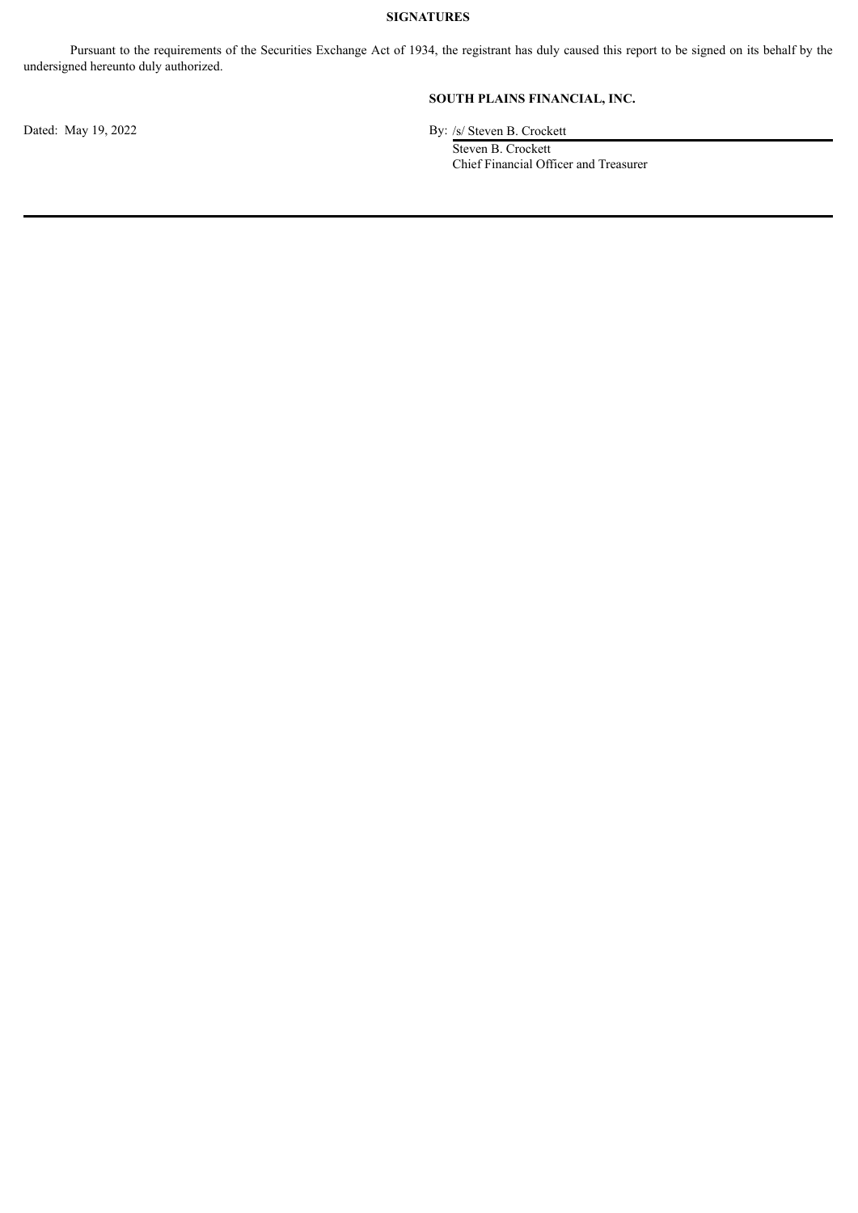**SIGNATURES**

Pursuant to the requirements of the Securities Exchange Act of 1934, the registrant has duly caused this report to be signed on its behalf by the undersigned hereunto duly authorized.

**SOUTH PLAINS FINANCIAL, INC.**

Dated: May 19, 2022

By: /s/ Steven B. Crockett
Steven B. Crockett
Chief Financial Officer and Treasurer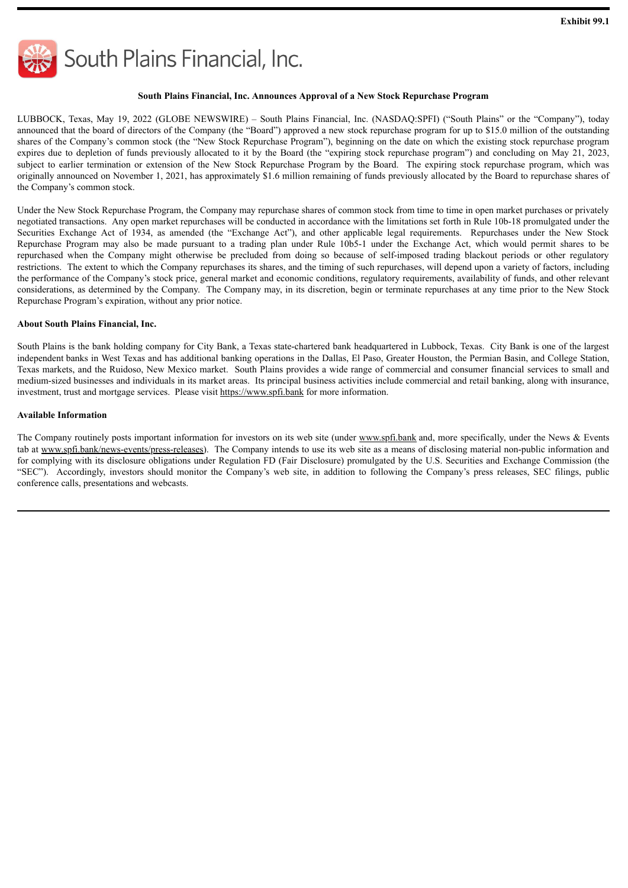**Exhibit 99.1**

South Plains Financial, Inc.

**South Plains Financial, Inc. Announces Approval of a New Stock Repurchase Program**

LUBBOCK, Texas, May 19, 2022 (GLOBE NEWSWIRE) – South Plains Financial, Inc. (NASDAQ:SPFI) ("South Plains" or the "Company"), today announced that the board of directors of the Company (the "Board") approved a new stock repurchase program for up to $15.0 million of the outstanding shares of the Company's common stock (the "New Stock Repurchase Program"), beginning on the date on which the existing stock repurchase program expires due to depletion of funds previously allocated to it by the Board (the "expiring stock repurchase program") and concluding on May 21, 2023, subject to earlier termination or extension of the New Stock Repurchase Program by the Board. The expiring stock repurchase program, which was originally announced on November 1, 2021, has approximately $1.6 million remaining of funds previously allocated by the Board to repurchase shares of the Company's common stock.

Under the New Stock Repurchase Program, the Company may repurchase shares of common stock from time to time in open market purchases or privately negotiated transactions. Any open market repurchases will be conducted in accordance with the limitations set forth in Rule 10b-18 promulgated under the Securities Exchange Act of 1934, as amended (the "Exchange Act"), and other applicable legal requirements. Repurchases under the New Stock Repurchase Program may also be made pursuant to a trading plan under Rule 10b5-1 under the Exchange Act, which would permit shares to be repurchased when the Company might otherwise be precluded from doing so because of self-imposed trading blackout periods or other regulatory restrictions. The extent to which the Company repurchases its shares, and the timing of such repurchases, will depend upon a variety of factors, including the performance of the Company's stock price, general market and economic conditions, regulatory requirements, availability of funds, and other relevant considerations, as determined by the Company. The Company may, in its discretion, begin or terminate repurchases at any time prior to the New Stock Repurchase Program's expiration, without any prior notice.

**About South Plains Financial, Inc.**

South Plains is the bank holding company for City Bank, a Texas state-chartered bank headquartered in Lubbock, Texas. City Bank is one of the largest independent banks in West Texas and has additional banking operations in the Dallas, El Paso, Greater Houston, the Permian Basin, and College Station, Texas markets, and the Ruidoso, New Mexico market. South Plains provides a wide range of commercial and consumer financial services to small and medium-sized businesses and individuals in its market areas. Its principal business activities include commercial and retail banking, along with insurance, investment, trust and mortgage services. Please visit https://www.spfi.bank for more information.

**Available Information**

The Company routinely posts important information for investors on its web site (under www.spfi.bank and, more specifically, under the News & Events tab at www.spfi.bank/news-events/press-releases). The Company intends to use its web site as a means of disclosing material non-public information and for complying with its disclosure obligations under Regulation FD (Fair Disclosure) promulgated by the U.S. Securities and Exchange Commission (the "SEC"). Accordingly, investors should monitor the Company's web site, in addition to following the Company's press releases, SEC filings, public conference calls, presentations and webcasts.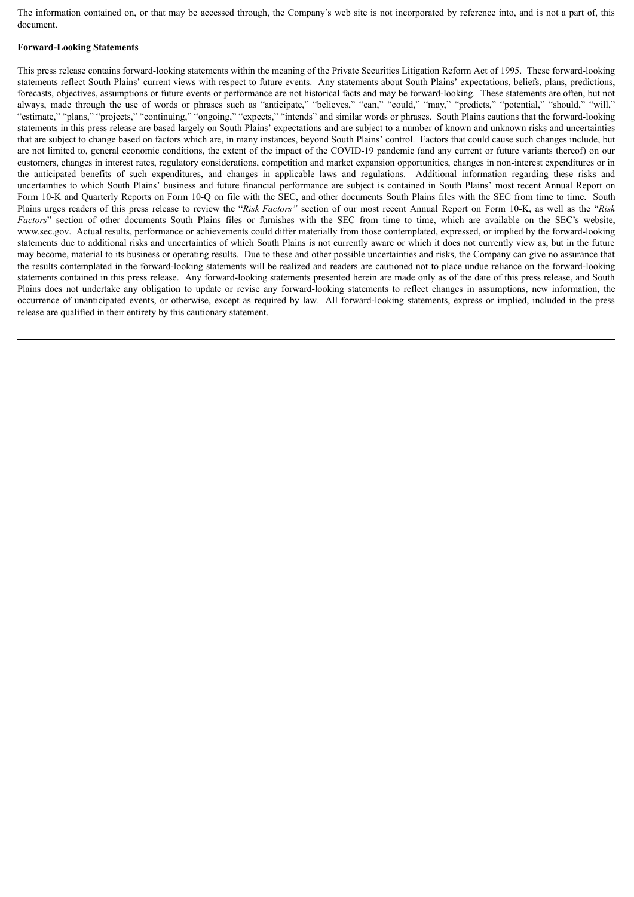The information contained on, or that may be accessed through, the Company's web site is not incorporated by reference into, and is not a part of, this document.

**Forward-Looking Statements**

This press release contains forward-looking statements within the meaning of the Private Securities Litigation Reform Act of 1995. These forward-looking statements reflect South Plains' current views with respect to future events. Any statements about South Plains' expectations, beliefs, plans, predictions, forecasts, objectives, assumptions or future events or performance are not historical facts and may be forward-looking. These statements are often, but not always, made through the use of words or phrases such as "anticipate," "believes," "can," "could," "may," "predicts," "potential," "should," "will," "estimate," "plans," "projects," "continuing," "ongoing," "expects," "intends" and similar words or phrases. South Plains cautions that the forward-looking statements in this press release are based largely on South Plains' expectations and are subject to a number of known and unknown risks and uncertainties that are subject to change based on factors which are, in many instances, beyond South Plains' control. Factors that could cause such changes include, but are not limited to, general economic conditions, the extent of the impact of the COVID-19 pandemic (and any current or future variants thereof) on our customers, changes in interest rates, regulatory considerations, competition and market expansion opportunities, changes in non-interest expenditures or in the anticipated benefits of such expenditures, and changes in applicable laws and regulations. Additional information regarding these risks and uncertainties to which South Plains' business and future financial performance are subject is contained in South Plains' most recent Annual Report on Form 10-K and Quarterly Reports on Form 10-Q on file with the SEC, and other documents South Plains files with the SEC from time to time. South Plains urges readers of this press release to review the "*Risk Factors"* section of our most recent Annual Report on Form 10-K, as well as the "*Risk Factors*" section of other documents South Plains files or furnishes with the SEC from time to time, which are available on the SEC's website, www.sec.gov. Actual results, performance or achievements could differ materially from those contemplated, expressed, or implied by the forward-looking statements due to additional risks and uncertainties of which South Plains is not currently aware or which it does not currently view as, but in the future may become, material to its business or operating results. Due to these and other possible uncertainties and risks, the Company can give no assurance that the results contemplated in the forward-looking statements will be realized and readers are cautioned not to place undue reliance on the forward-looking statements contained in this press release. Any forward-looking statements presented herein are made only as of the date of this press release, and South Plains does not undertake any obligation to update or revise any forward-looking statements to reflect changes in assumptions, new information, the occurrence of unanticipated events, or otherwise, except as required by law. All forward-looking statements, express or implied, included in the press release are qualified in their entirety by this cautionary statement.

---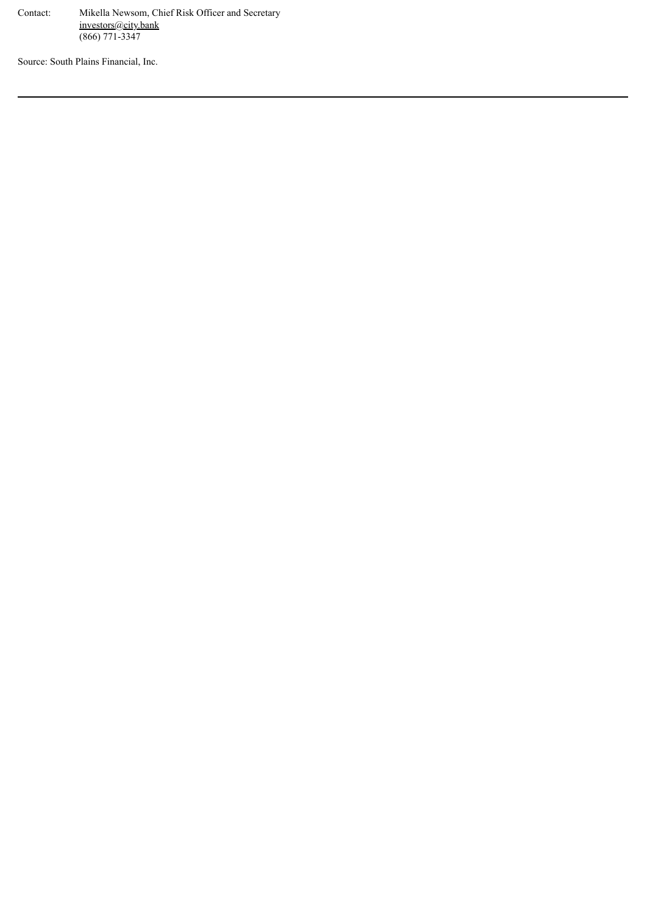Contact: Mikella Newsom, Chief Risk Officer and Secretary
investors@city.bank
(866) 771-3347

Source: South Plains Financial, Inc.

---